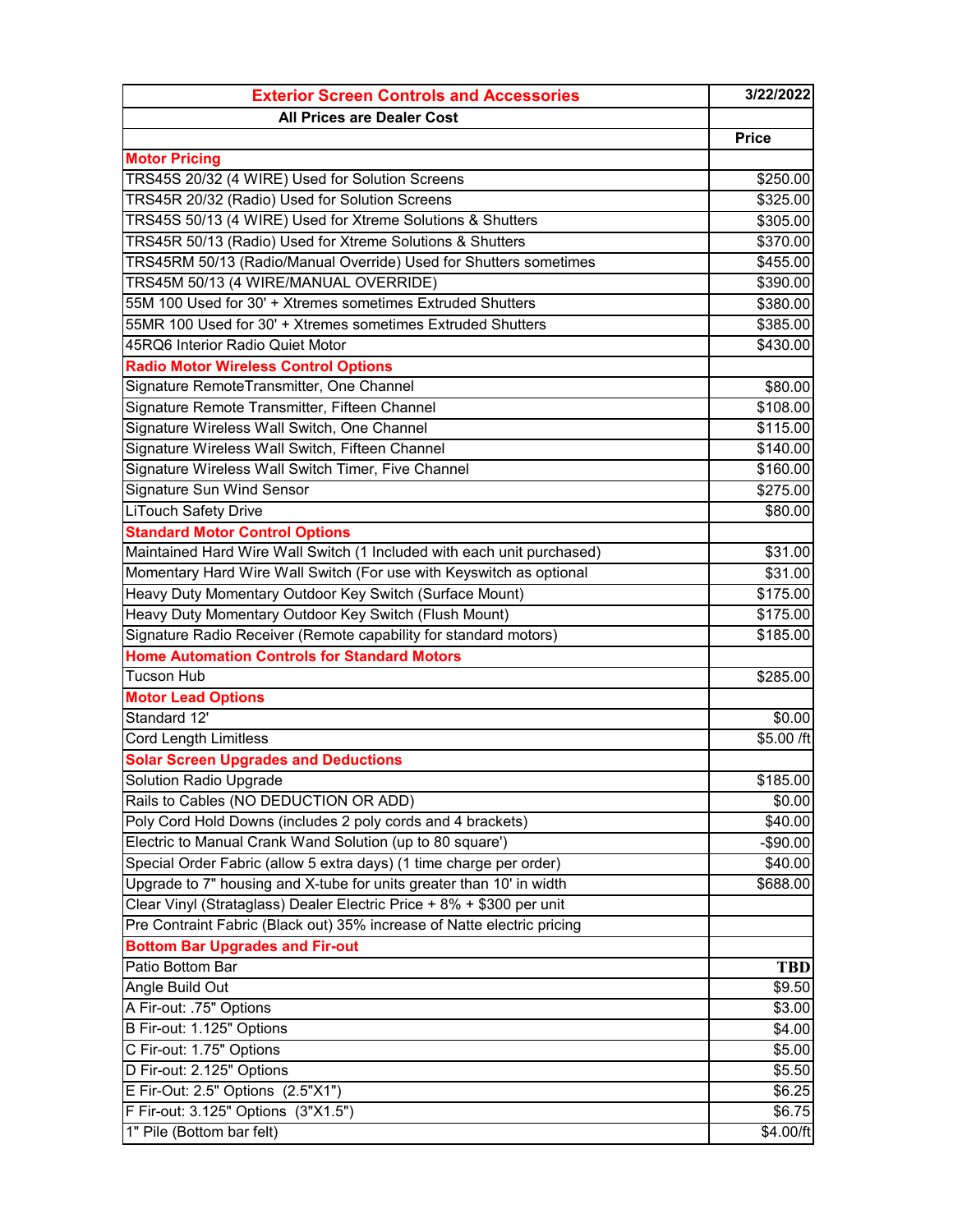| Exterior Screen Controls and Accessories | 3/22/2022 |
|---|---|
| All Prices are Dealer Cost | |
| | Price |
| **Motor Pricing** | |
| TRS45S 20/32 (4 WIRE) Used for Solution Screens | $250.00 |
| TRS45R 20/32 (Radio) Used for Solution Screens | $325.00 |
| TRS45S 50/13 (4 WIRE) Used for Xtreme Solutions & Shutters | $305.00 |
| TRS45R 50/13 (Radio) Used for Xtreme Solutions & Shutters | $370.00 |
| TRS45RM 50/13 (Radio/Manual Override) Used for Shutters sometimes | $455.00 |
| TRS45M 50/13 (4 WIRE/MANUAL OVERRIDE) | $390.00 |
| 55M 100 Used for 30' + Xtremes sometimes Extruded Shutters | $380.00 |
| 55MR 100 Used for 30' + Xtremes sometimes Extruded Shutters | $385.00 |
| 45RQ6 Interior Radio Quiet Motor | $430.00 |
| **Radio Motor Wireless Control Options** | |
| Signature RemoteTransmitter, One Channel | $80.00 |
| Signature Remote Transmitter, Fifteen Channel | $108.00 |
| Signature Wireless Wall Switch, One Channel | $115.00 |
| Signature Wireless Wall Switch, Fifteen Channel | $140.00 |
| Signature Wireless Wall Switch Timer, Five Channel | $160.00 |
| Signature Sun Wind Sensor | $275.00 |
| LiTouch Safety Drive | $80.00 |
| **Standard Motor Control Options** | |
| Maintained Hard Wire Wall Switch (1 Included with each unit purchased) | $31.00 |
| Momentary Hard Wire Wall Switch (For use with Keyswitch as optional | $31.00 |
| Heavy Duty Momentary Outdoor Key Switch (Surface Mount) | $175.00 |
| Heavy Duty Momentary Outdoor Key Switch (Flush Mount) | $175.00 |
| Signature Radio Receiver (Remote capability for standard motors) | $185.00 |
| **Home Automation Controls for Standard Motors** | |
| Tucson Hub | $285.00 |
| **Motor Lead Options** | |
| Standard 12' | $0.00 |
| Cord Length Limitless | $5.00 /ft |
| **Solar Screen Upgrades and Deductions** | |
| Solution Radio Upgrade | $185.00 |
| Rails to Cables (NO DEDUCTION OR ADD) | $0.00 |
| Poly Cord Hold Downs (includes 2 poly cords and 4 brackets) | $40.00 |
| Electric to Manual Crank Wand Solution (up to 80 square') | -$90.00 |
| Special Order Fabric (allow 5 extra days) (1 time charge per order) | $40.00 |
| Upgrade to 7" housing and X-tube for units greater than 10' in width | $688.00 |
| Clear Vinyl (Strataglass) Dealer Electric Price + 8% + $300 per unit | |
| Pre Contraint Fabric (Black out) 35% increase of Natte electric pricing | |
| **Bottom Bar Upgrades and Fir-out** | |
| Patio Bottom Bar | **TBD** |
| Angle Build Out | $9.50 |
| A Fir-out: .75" Options | $3.00 |
| B Fir-out: 1.125" Options | $4.00 |
| C Fir-out: 1.75" Options | $5.00 |
| D Fir-out: 2.125" Options | $5.50 |
| E Fir-Out: 2.5" Options (2.5"X1") | $6.25 |
| F Fir-out: 3.125" Options (3"X1.5") | $6.75 |
| 1" Pile (Bottom bar felt) | $4.00/ft |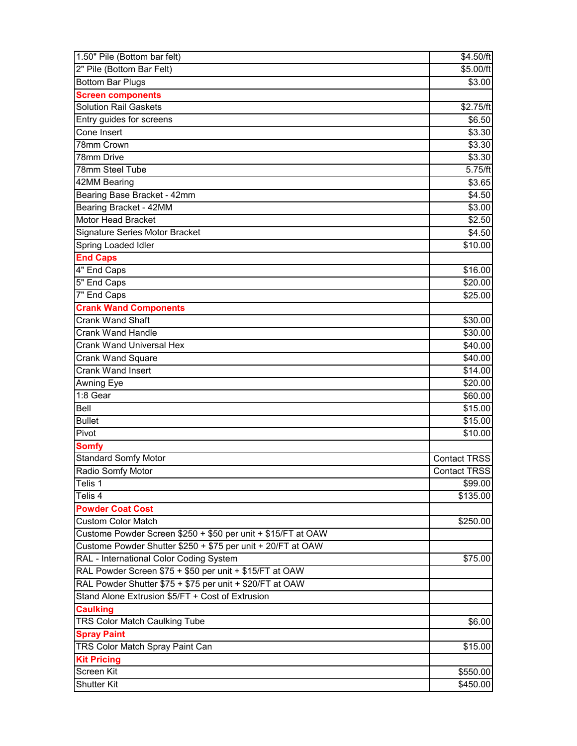| | |
|---|---|
| 1.50" Pile (Bottom bar felt) | $4.50/ft |
| 2" Pile (Bottom Bar Felt) | $5.00/ft |
| Bottom Bar Plugs | $3.00 |
| **Screen components** | |
| Solution Rail Gaskets | $2.75/ft |
| Entry guides for screens | $6.50 |
| Cone Insert | $3.30 |
| 78mm Crown | $3.30 |
| 78mm Drive | $3.30 |
| 78mm Steel Tube | 5.75/ft |
| 42MM Bearing | $3.65 |
| Bearing Base Bracket - 42mm | $4.50 |
| Bearing Bracket - 42MM | $3.00 |
| Motor Head Bracket | $2.50 |
| Signature Series Motor Bracket | $4.50 |
| Spring Loaded Idler | $10.00 |
| **End Caps** | |
| 4" End Caps | $16.00 |
| 5" End Caps | $20.00 |
| 7" End Caps | $25.00 |
| **Crank Wand Components** | |
| Crank Wand Shaft | $30.00 |
| Crank Wand Handle | $30.00 |
| Crank Wand Universal Hex | $40.00 |
| Crank Wand Square | $40.00 |
| Crank Wand Insert | $14.00 |
| Awning Eye | $20.00 |
| 1:8 Gear | $60.00 |
| Bell | $15.00 |
| Bullet | $15.00 |
| Pivot | $10.00 |
| **Somfy** | |
| Standard Somfy Motor | Contact TRSS |
| Radio Somfy Motor | Contact TRSS |
| Telis 1 | $99.00 |
| Telis 4 | $135.00 |
| **Powder Coat Cost** | |
| Custom Color Match | $250.00 |
| Custome Powder Screen $250 + $50 per unit + $15/FT at OAW | |
| Custome Powder Shutter $250 + $75 per unit + 20/FT at OAW | |
| RAL - International Color Coding System | $75.00 |
| RAL Powder Screen $75 + $50 per unit + $15/FT at OAW | |
| RAL Powder Shutter $75 + $75 per unit + $20/FT at OAW | |
| Stand Alone Extrusion $5/FT + Cost of Extrusion | |
| **Caulking** | |
| TRS Color Match Caulking Tube | $6.00 |
| **Spray Paint** | |
| TRS Color Match Spray Paint Can | $15.00 |
| **Kit Pricing** | |
| Screen Kit | $550.00 |
| Shutter Kit | $450.00 |